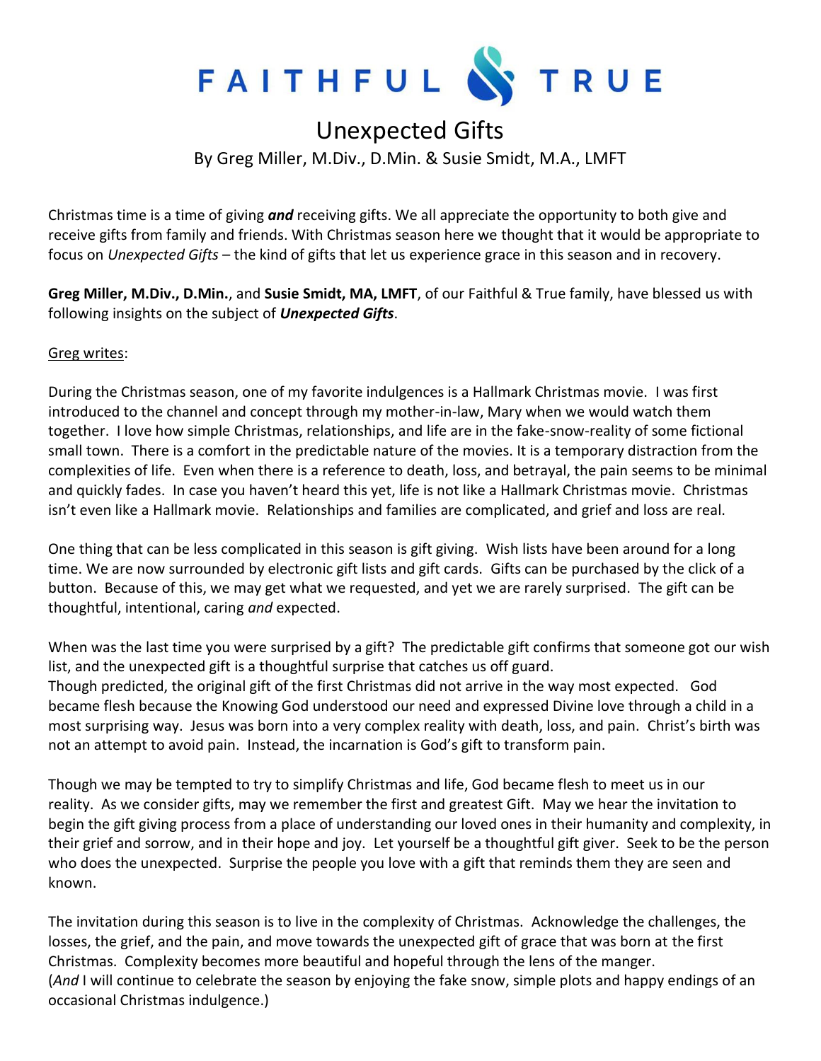# FAITHFUL & TRUE

## Unexpected Gifts

By Greg Miller, M.Div., D.Min. & Susie Smidt, M.A., LMFT

Christmas time is a time of giving ***and*** receiving gifts. We all appreciate the opportunity to both give and receive gifts from family and friends. With Christmas season here we thought that it would be appropriate to focus on *Unexpected Gifts* – the kind of gifts that let us experience grace in this season and in recovery.

**Greg Miller, M.Div., D.Min.**, and **Susie Smidt, MA, LMFT**, of our Faithful & True family, have blessed us with following insights on the subject of ***Unexpected Gifts***.

<u>Greg writes</u>:

During the Christmas season, one of my favorite indulgences is a Hallmark Christmas movie. I was first introduced to the channel and concept through my mother-in-law, Mary when we would watch them together. I love how simple Christmas, relationships, and life are in the fake-snow-reality of some fictional small town. There is a comfort in the predictable nature of the movies. It is a temporary distraction from the complexities of life. Even when there is a reference to death, loss, and betrayal, the pain seems to be minimal and quickly fades. In case you haven't heard this yet, life is not like a Hallmark Christmas movie. Christmas isn't even like a Hallmark movie. Relationships and families are complicated, and grief and loss are real.

One thing that can be less complicated in this season is gift giving. Wish lists have been around for a long time. We are now surrounded by electronic gift lists and gift cards. Gifts can be purchased by the click of a button. Because of this, we may get what we requested, and yet we are rarely surprised. The gift can be thoughtful, intentional, caring *and* expected.

When was the last time you were surprised by a gift? The predictable gift confirms that someone got our wish list, and the unexpected gift is a thoughtful surprise that catches us off guard.
Though predicted, the original gift of the first Christmas did not arrive in the way most expected. God became flesh because the Knowing God understood our need and expressed Divine love through a child in a most surprising way. Jesus was born into a very complex reality with death, loss, and pain. Christ's birth was not an attempt to avoid pain. Instead, the incarnation is God's gift to transform pain.

Though we may be tempted to try to simplify Christmas and life, God became flesh to meet us in our reality. As we consider gifts, may we remember the first and greatest Gift. May we hear the invitation to begin the gift giving process from a place of understanding our loved ones in their humanity and complexity, in their grief and sorrow, and in their hope and joy. Let yourself be a thoughtful gift giver. Seek to be the person who does the unexpected. Surprise the people you love with a gift that reminds them they are seen and known.

The invitation during this season is to live in the complexity of Christmas. Acknowledge the challenges, the losses, the grief, and the pain, and move towards the unexpected gift of grace that was born at the first Christmas. Complexity becomes more beautiful and hopeful through the lens of the manger.
(*And* I will continue to celebrate the season by enjoying the fake snow, simple plots and happy endings of an occasional Christmas indulgence.)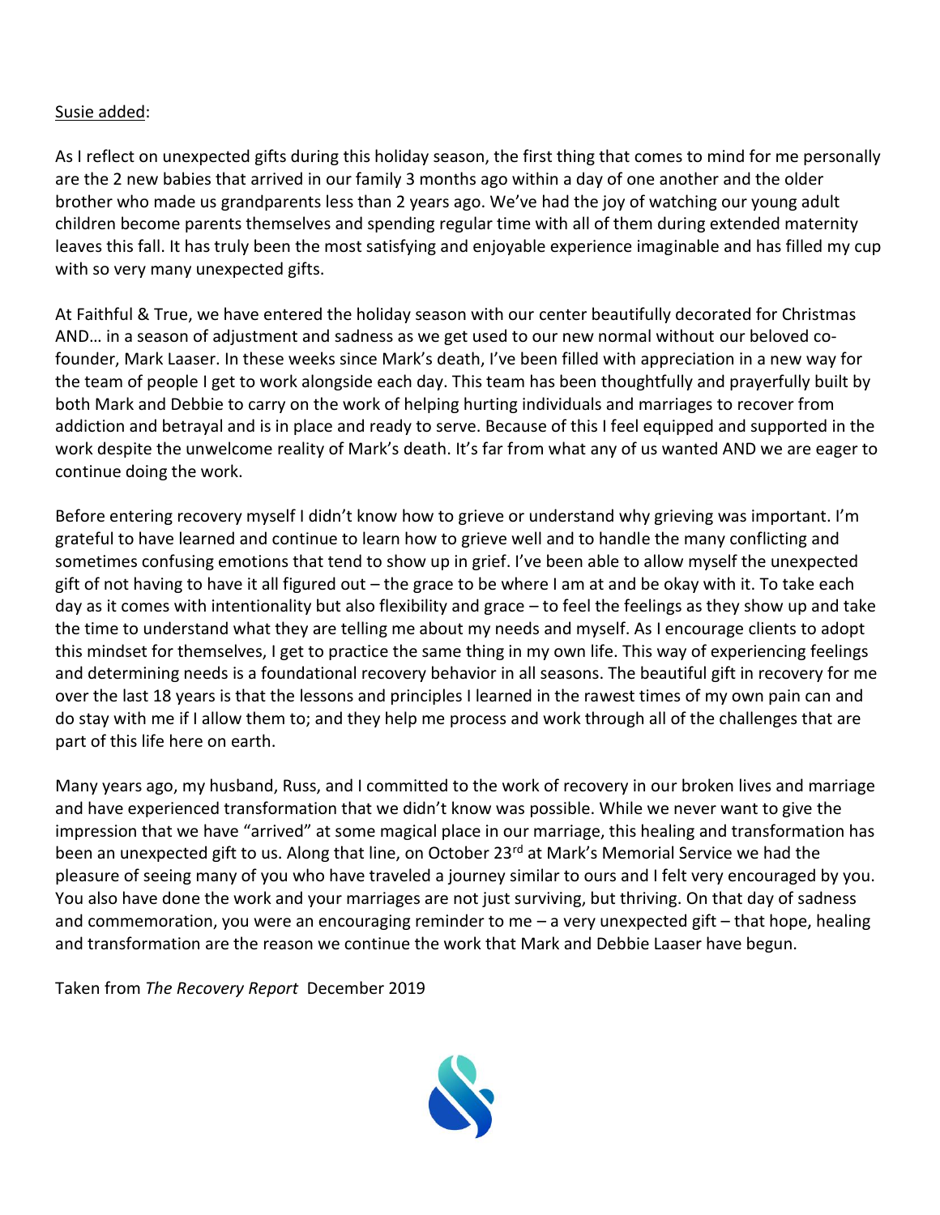<u>Susie added</u>:

As I reflect on unexpected gifts during this holiday season, the first thing that comes to mind for me personally are the 2 new babies that arrived in our family 3 months ago within a day of one another and the older brother who made us grandparents less than 2 years ago. We've had the joy of watching our young adult children become parents themselves and spending regular time with all of them during extended maternity leaves this fall. It has truly been the most satisfying and enjoyable experience imaginable and has filled my cup with so very many unexpected gifts.

At Faithful & True, we have entered the holiday season with our center beautifully decorated for Christmas AND… in a season of adjustment and sadness as we get used to our new normal without our beloved co-founder, Mark Laaser. In these weeks since Mark's death, I've been filled with appreciation in a new way for the team of people I get to work alongside each day. This team has been thoughtfully and prayerfully built by both Mark and Debbie to carry on the work of helping hurting individuals and marriages to recover from addiction and betrayal and is in place and ready to serve. Because of this I feel equipped and supported in the work despite the unwelcome reality of Mark's death. It's far from what any of us wanted AND we are eager to continue doing the work.

Before entering recovery myself I didn't know how to grieve or understand why grieving was important. I'm grateful to have learned and continue to learn how to grieve well and to handle the many conflicting and sometimes confusing emotions that tend to show up in grief. I've been able to allow myself the unexpected gift of not having to have it all figured out – the grace to be where I am at and be okay with it. To take each day as it comes with intentionality but also flexibility and grace – to feel the feelings as they show up and take the time to understand what they are telling me about my needs and myself. As I encourage clients to adopt this mindset for themselves, I get to practice the same thing in my own life. This way of experiencing feelings and determining needs is a foundational recovery behavior in all seasons. The beautiful gift in recovery for me over the last 18 years is that the lessons and principles I learned in the rawest times of my own pain can and do stay with me if I allow them to; and they help me process and work through all of the challenges that are part of this life here on earth.

Many years ago, my husband, Russ, and I committed to the work of recovery in our broken lives and marriage and have experienced transformation that we didn't know was possible. While we never want to give the impression that we have "arrived" at some magical place in our marriage, this healing and transformation has been an unexpected gift to us. Along that line, on October 23rd at Mark's Memorial Service we had the pleasure of seeing many of you who have traveled a journey similar to ours and I felt very encouraged by you. You also have done the work and your marriages are not just surviving, but thriving. On that day of sadness and commemoration, you were an encouraging reminder to me – a very unexpected gift – that hope, healing and transformation are the reason we continue the work that Mark and Debbie Laaser have begun.

Taken from *The Recovery Report* December 2019